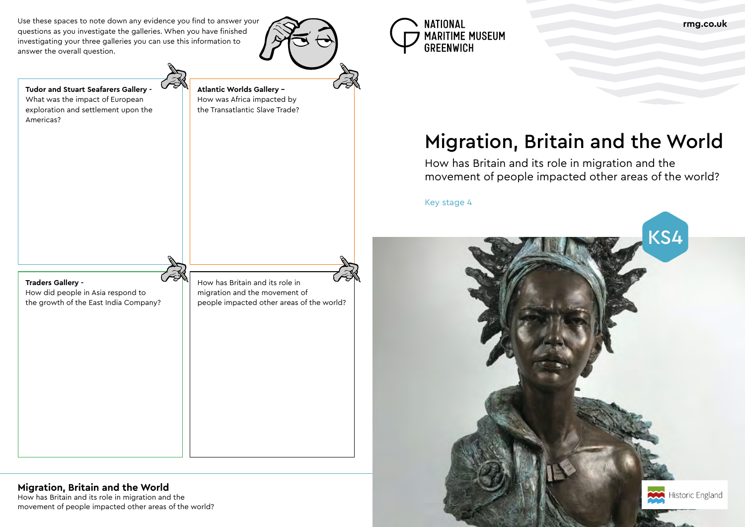Use these spaces to note down any evidence you find to answer your questions as you investigate the galleries. When you have finished investigating your three galleries you can use this information to answer the overall question.

**Tudor and Stuart Seafarers Gallery -**
What was the impact of European exploration and settlement upon the Americas?

**Atlantic Worlds Gallery –**
How was Africa impacted by the Transatlantic Slave Trade?

**Traders Gallery -**
How did people in Asia respond to the growth of the East India Company?

How has Britain and its role in migration and the movement of people impacted other areas of the world?

## Migration, Britain and the World

How has Britain and its role in migration and the movement of people impacted other areas of the world?

NATIONAL MARITIME MUSEUM GREENWICH

rmg.co.uk

# Migration, Britain and the World

How has Britain and its role in migration and the movement of people impacted other areas of the world?

Key stage 4

KS4

Historic England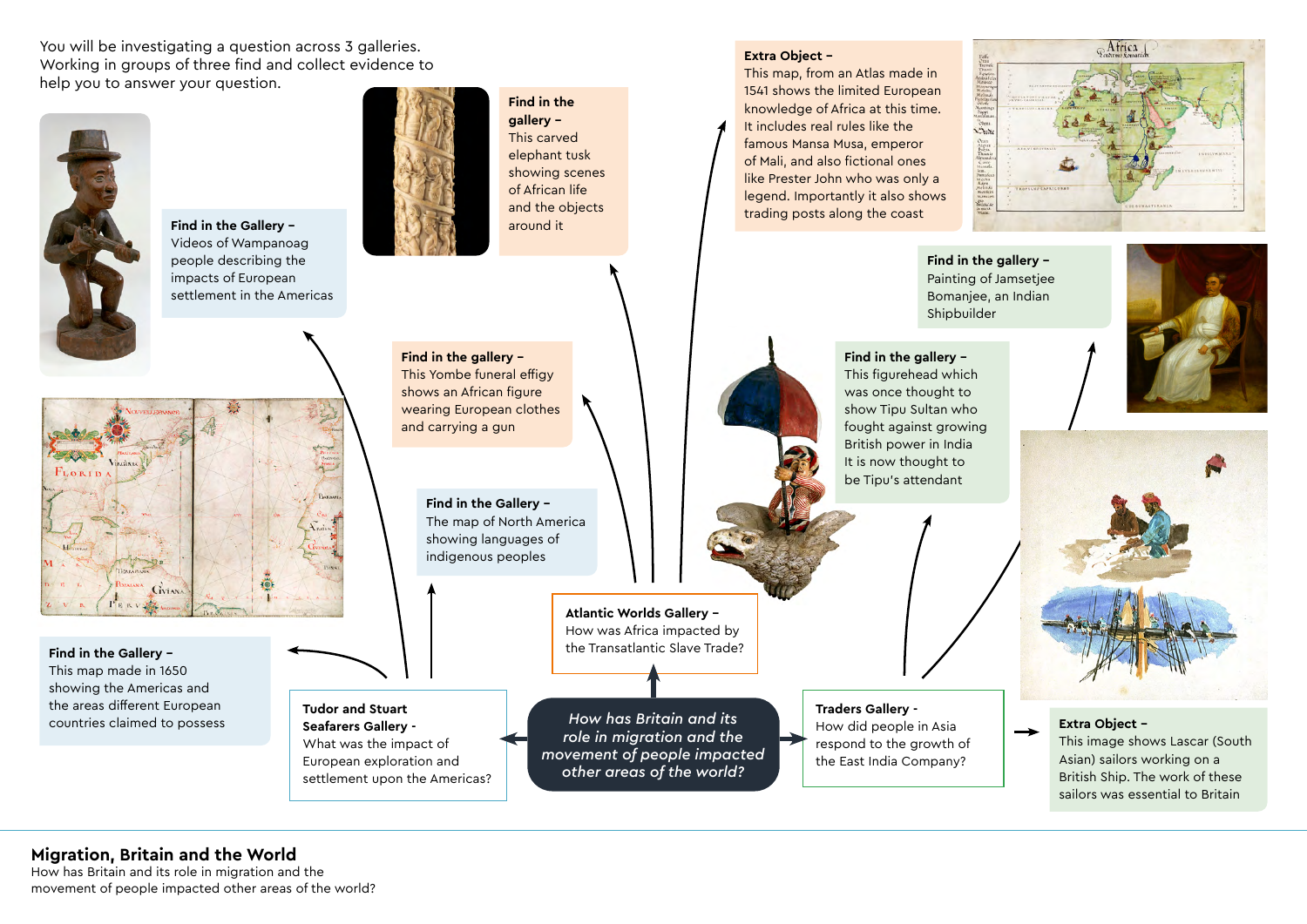You will be investigating a question across 3 galleries. Working in groups of three find and collect evidence to help you to answer your question.

*How has Britain and its role in migration and the movement of people impacted other areas of the world?*

**Tudor and Stuart Seafarers Gallery -** What was the impact of European exploration and settlement upon the Americas?

**Find in the Gallery –** Videos of Wampanoag people describing the impacts of European settlement in the Americas

**Find in the Gallery –** This map made in 1650 showing the Americas and the areas different European countries claimed to possess

**Find in the Gallery –** The map of North America showing languages of indigenous peoples

**Atlantic Worlds Gallery –** How was Africa impacted by the Transatlantic Slave Trade?

**Find in the gallery –** This carved elephant tusk showing scenes of African life and the objects around it

**Find in the gallery –** This Yombe funeral effigy shows an African figure wearing European clothes and carrying a gun

**Extra Object –** This map, from an Atlas made in 1541 shows the limited European knowledge of Africa at this time. It includes real rules like the famous Mansa Musa, emperor of Mali, and also fictional ones like Prester John who was only a legend. Importantly it also shows trading posts along the coast

**Traders Gallery -** How did people in Asia respond to the growth of the East India Company?

**Find in the gallery –** This figurehead which was once thought to show Tipu Sultan who fought against growing British power in India It is now thought to be Tipu's attendant

**Find in the gallery –** Painting of Jamsetjee Bomanjee, an Indian Shipbuilder

**Extra Object –** This image shows Lascar (South Asian) sailors working on a British Ship. The work of these sailors was essential to Britain

## Migration, Britain and the World

How has Britain and its role in migration and the movement of people impacted other areas of the world?